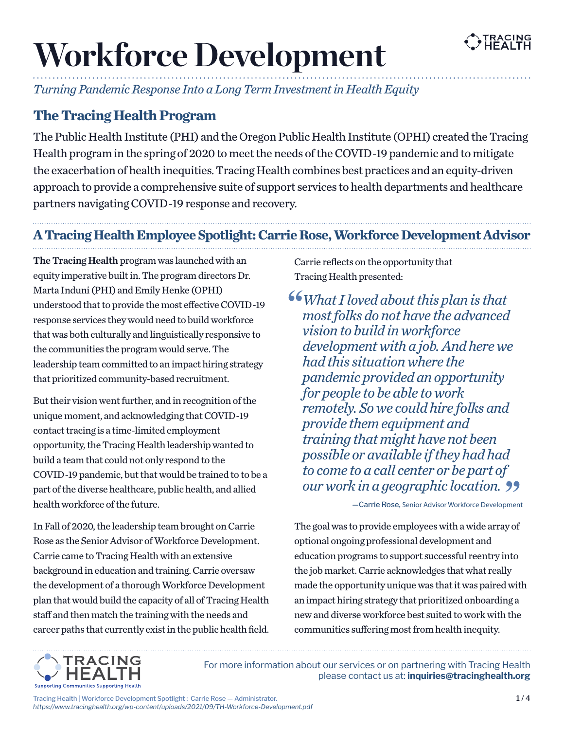# Workforce Development

*Turning Pandemic Response Into a Long Term Investment in Health Equity*

## The Tracing Health Program

The Public Health Institute (PHI) and the Oregon Public Health Institute (OPHI) created the Tracing Health program in the spring of 2020 to meet the needs of the COVID-19 pandemic and to mitigate the exacerbation of health inequities. Tracing Health combines best practices and an equity-driven approach to provide a comprehensive suite of support services to health departments and healthcare partners navigating COVID-19 response and recovery.

## A Tracing Health Employee Spotlight: Carrie Rose, Workforce Development Advisor

**The Tracing Health** program was launched with an equity imperative built in. The program directors Dr. Marta Induni (PHI) and Emily Henke (OPHI) understood that to provide the most effective COVID-19 response services they would need to build workforce that was both culturally and linguistically responsive to the communities the program would serve. The leadership team committed to an impact hiring strategy that prioritized community-based recruitment.

But their vision went further, and in recognition of the unique moment, and acknowledging that COVID-19 contact tracing is a time-limited employment opportunity, the Tracing Health leadership wanted to build a team that could not only respond to the COVID-19 pandemic, but that would be trained to to be a part of the diverse healthcare, public health, and allied health workforce of the future.

In Fall of 2020, the leadership team brought on Carrie Rose as the Senior Advisor of Workforce Development. Carrie came to Tracing Health with an extensive background in education and training. Carrie oversaw the development of a thorough Workforce Development plan that would build the capacity of all of Tracing Health staff and then match the training with the needs and career paths that currently exist in the public health field.

Carrie reflects on the opportunity that Tracing Health presented:

> *"What I loved about this plan is that most folks do not have the advanced vision to build in workforce development with a job. And here we had this situation where the pandemic provided an opportunity for people to be able to work remotely. So we could hire folks and provide them equipment and training that might have not been possible or available if they had had to come to a call center or be part of our work in a geographic location."*
>
> —Carrie Rose, Senior Advisor Workforce Development

The goal was to provide employees with a wide array of optional ongoing professional development and education programs to support successful reentry into the job market. Carrie acknowledges that what really made the opportunity unique was that it was paired with an impact hiring strategy that prioritized onboarding a new and diverse workforce best suited to work with the communities suffering most from health inequity.

Supporting Communities Supporting Health

For more information about our services or on partnering with Tracing Health please contact us at: **inquiries@tracinghealth.org**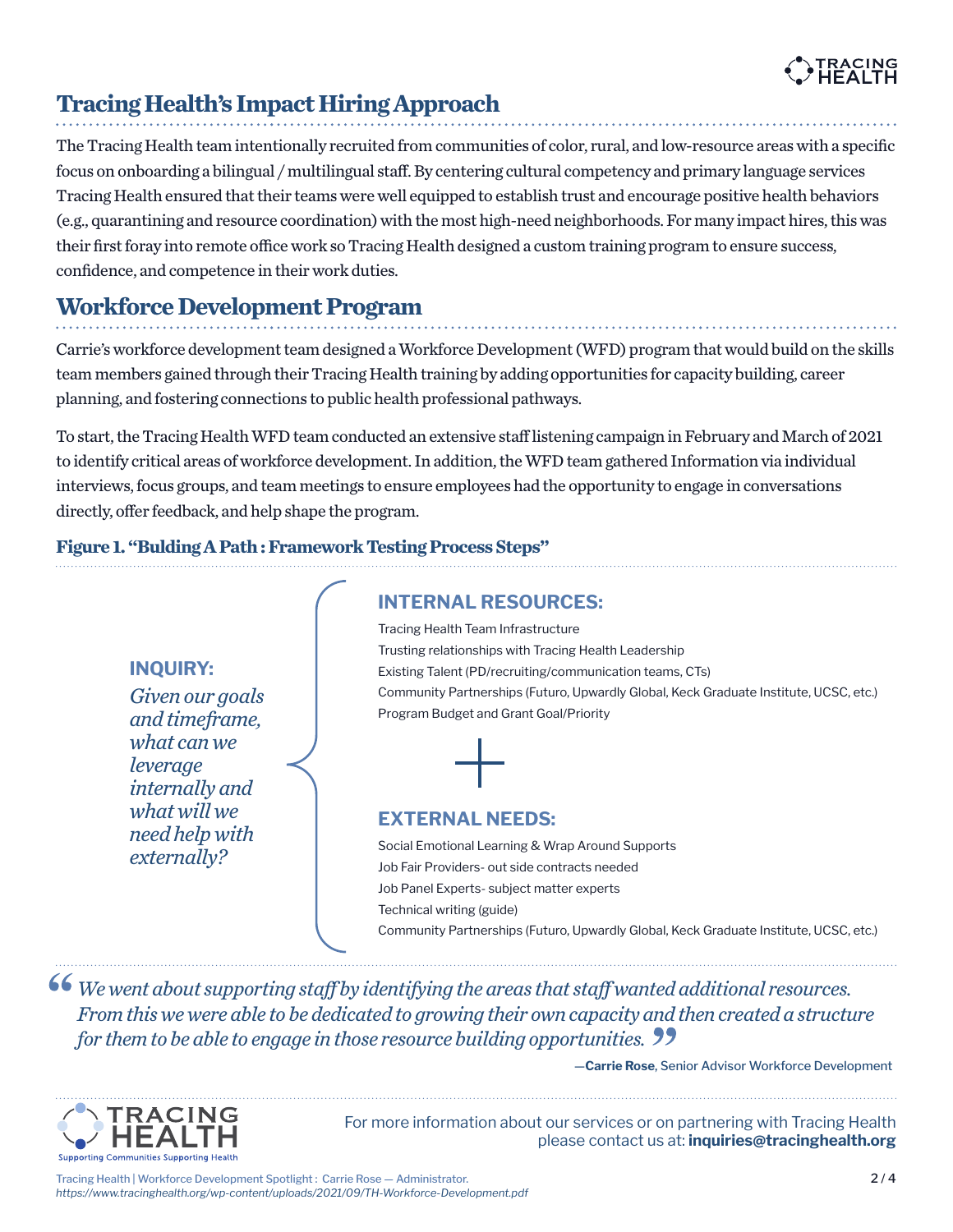## Tracing Health's Impact Hiring Approach

The Tracing Health team intentionally recruited from communities of color, rural, and low-resource areas with a specific focus on onboarding a bilingual / multilingual staff. By centering cultural competency and primary language services Tracing Health ensured that their teams were well equipped to establish trust and encourage positive health behaviors (e.g., quarantining and resource coordination) with the most high-need neighborhoods. For many impact hires, this was their first foray into remote office work so Tracing Health designed a custom training program to ensure success, confidence, and competence in their work duties.

## Workforce Development Program

Carrie's workforce development team designed a Workforce Development (WFD) program that would build on the skills team members gained through their Tracing Health training by adding opportunities for capacity building, career planning, and fostering connections to public health professional pathways.

To start, the Tracing Health WFD team conducted an extensive staff listening campaign in February and March of 2021 to identify critical areas of workforce development. In addition, the WFD team gathered Information via individual interviews, focus groups, and team meetings to ensure employees had the opportunity to engage in conversations directly, offer feedback, and help shape the program.

**Figure 1. "Bulding A Path : Framework Testing Process Steps"**

**INQUIRY:**

*Given our goals and timeframe, what can we leverage internally and what will we need help with externally?*

**INTERNAL RESOURCES:**

- Tracing Health Team Infrastructure
- Trusting relationships with Tracing Health Leadership
- Existing Talent (PD/recruiting/communication teams, CTs)
- Community Partnerships (Futuro, Upwardly Global, Keck Graduate Institute, UCSC, etc.)
- Program Budget and Grant Goal/Priority

+

**EXTERNAL NEEDS:**

- Social Emotional Learning & Wrap Around Supports
- Job Fair Providers- out side contracts needed
- Job Panel Experts- subject matter experts
- Technical writing (guide)
- Community Partnerships (Futuro, Upwardly Global, Keck Graduate Institute, UCSC, etc.)

> *"We went about supporting staff by identifying the areas that staff wanted additional resources. From this we were able to be dedicated to growing their own capacity and then created a structure for them to be able to engage in those resource building opportunities."*
>
> —**Carrie Rose**, Senior Advisor Workforce Development

For more information about our services or on partnering with Tracing Health please contact us at: **inquiries@tracinghealth.org**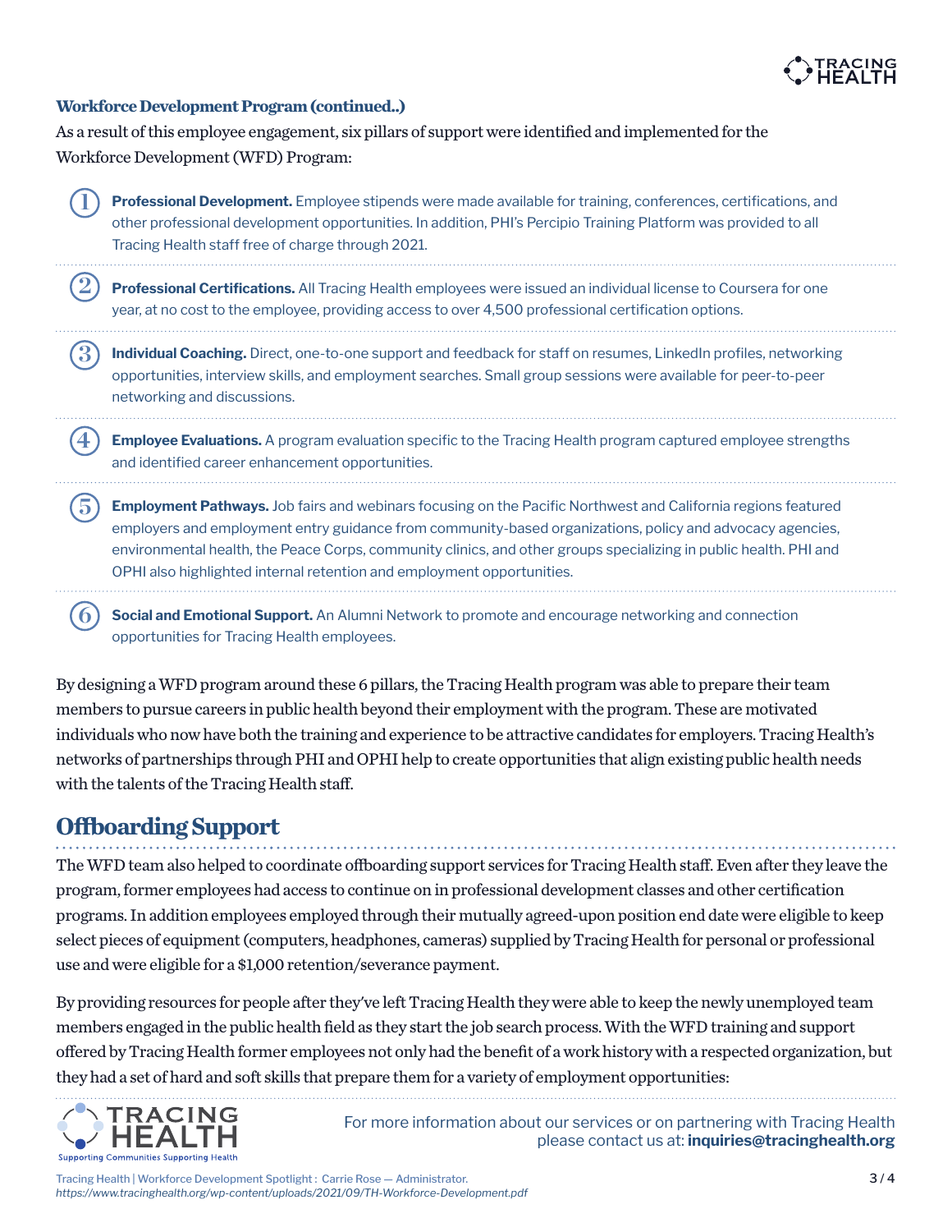### Workforce Development Program (continued..)

As a result of this employee engagement, six pillars of support were identified and implemented for the Workforce Development (WFD) Program:

1. **Professional Development.** Employee stipends were made available for training, conferences, certifications, and other professional development opportunities. In addition, PHI's Percipio Training Platform was provided to all Tracing Health staff free of charge through 2021.
2. **Professional Certifications.** All Tracing Health employees were issued an individual license to Coursera for one year, at no cost to the employee, providing access to over 4,500 professional certification options.
3. **Individual Coaching.** Direct, one-to-one support and feedback for staff on resumes, LinkedIn profiles, networking opportunities, interview skills, and employment searches. Small group sessions were available for peer-to-peer networking and discussions.
4. **Employee Evaluations.** A program evaluation specific to the Tracing Health program captured employee strengths and identified career enhancement opportunities.
5. **Employment Pathways.** Job fairs and webinars focusing on the Pacific Northwest and California regions featured employers and employment entry guidance from community-based organizations, policy and advocacy agencies, environmental health, the Peace Corps, community clinics, and other groups specializing in public health. PHI and OPHI also highlighted internal retention and employment opportunities.
6. **Social and Emotional Support.** An Alumni Network to promote and encourage networking and connection opportunities for Tracing Health employees.

By designing a WFD program around these 6 pillars, the Tracing Health program was able to prepare their team members to pursue careers in public health beyond their employment with the program. These are motivated individuals who now have both the training and experience to be attractive candidates for employers. Tracing Health's networks of partnerships through PHI and OPHI help to create opportunities that align existing public health needs with the talents of the Tracing Health staff.

## Offboarding Support

The WFD team also helped to coordinate offboarding support services for Tracing Health staff. Even after they leave the program, former employees had access to continue on in professional development classes and other certification programs. In addition employees employed through their mutually agreed-upon position end date were eligible to keep select pieces of equipment (computers, headphones, cameras) supplied by Tracing Health for personal or professional use and were eligible for a $1,000 retention/severance payment.

By providing resources for people after they've left Tracing Health they were able to keep the newly unemployed team members engaged in the public health field as they start the job search process. With the WFD training and support offered by Tracing Health former employees not only had the benefit of a work history with a respected organization, but they had a set of hard and soft skills that prepare them for a variety of employment opportunities:

For more information about our services or on partnering with Tracing Health please contact us at: **inquiries@tracinghealth.org**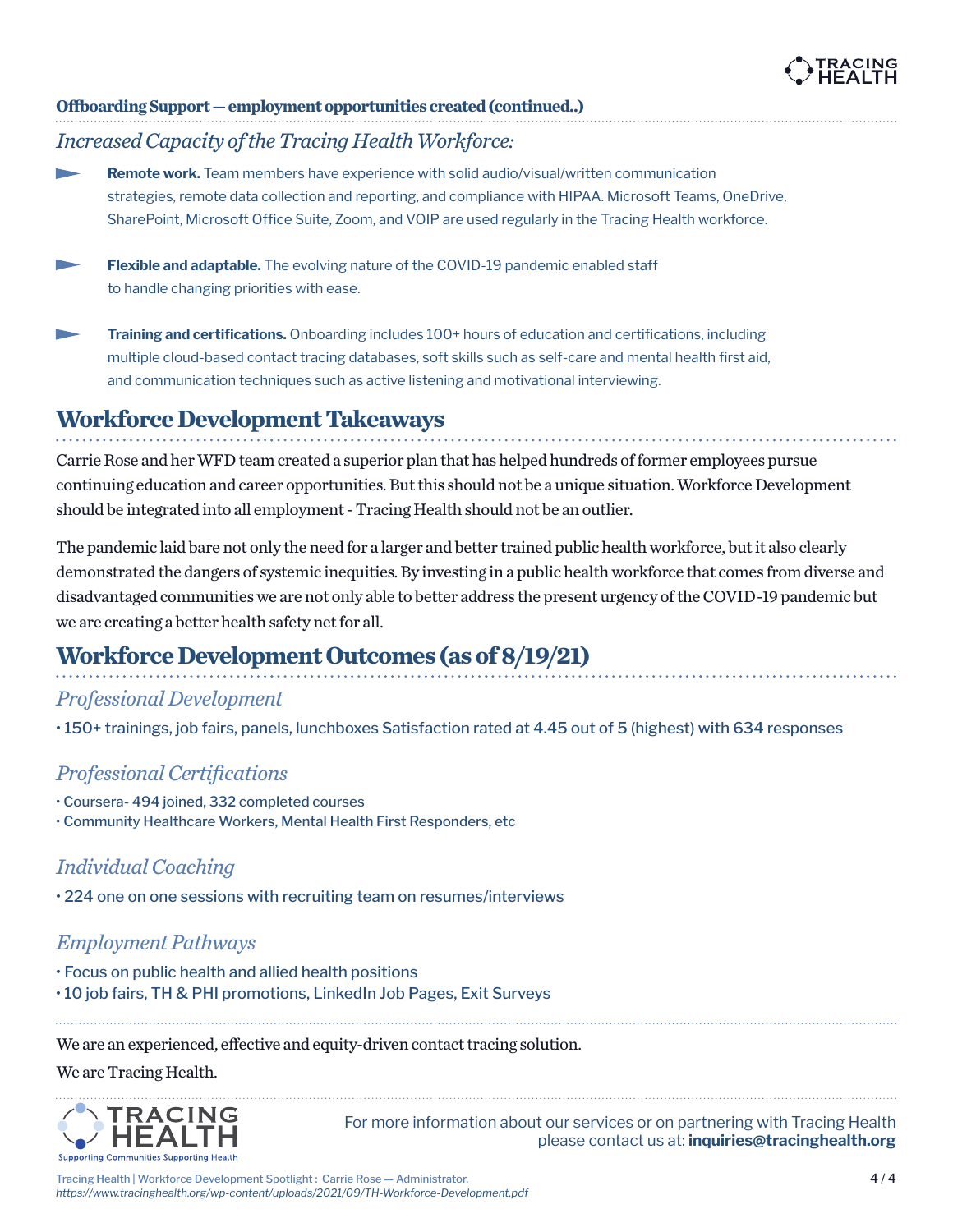**Offboarding Support — employment opportunities created (continued..)**

*Increased Capacity of the Tracing Health Workforce:*

- **Remote work.** Team members have experience with solid audio/visual/written communication strategies, remote data collection and reporting, and compliance with HIPAA. Microsoft Teams, OneDrive, SharePoint, Microsoft Office Suite, Zoom, and VOIP are used regularly in the Tracing Health workforce.
- **Flexible and adaptable.** The evolving nature of the COVID-19 pandemic enabled staff to handle changing priorities with ease.
- **Training and certifications.** Onboarding includes 100+ hours of education and certifications, including multiple cloud-based contact tracing databases, soft skills such as self-care and mental health first aid, and communication techniques such as active listening and motivational interviewing.

## Workforce Development Takeaways

Carrie Rose and her WFD team created a superior plan that has helped hundreds of former employees pursue continuing education and career opportunities. But this should not be a unique situation. Workforce Development should be integrated into all employment - Tracing Health should not be an outlier.

The pandemic laid bare not only the need for a larger and better trained public health workforce, but it also clearly demonstrated the dangers of systemic inequities. By investing in a public health workforce that comes from diverse and disadvantaged communities we are not only able to better address the present urgency of the COVID-19 pandemic but we are creating a better health safety net for all.

## Workforce Development Outcomes (as of 8/19/21)

### *Professional Development*

- 150+ trainings, job fairs, panels, lunchboxes Satisfaction rated at 4.45 out of 5 (highest) with 634 responses

### *Professional Certifications*

- Coursera- 494 joined, 332 completed courses
- Community Healthcare Workers, Mental Health First Responders, etc

### *Individual Coaching*

- 224 one on one sessions with recruiting team on resumes/interviews

### *Employment Pathways*

- Focus on public health and allied health positions
- 10 job fairs, TH & PHI promotions, LinkedIn Job Pages, Exit Surveys

We are an experienced, effective and equity-driven contact tracing solution.

We are Tracing Health.

TRACING HEALTH
Supporting Communities Supporting Health

For more information about our services or on partnering with Tracing Health please contact us at: **inquiries@tracinghealth.org**

Tracing Health | Workforce Development Spotlight : Carrie Rose — Administrator.
*https://www.tracinghealth.org/wp-content/uploads/2021/09/TH-Workforce-Development.pdf*